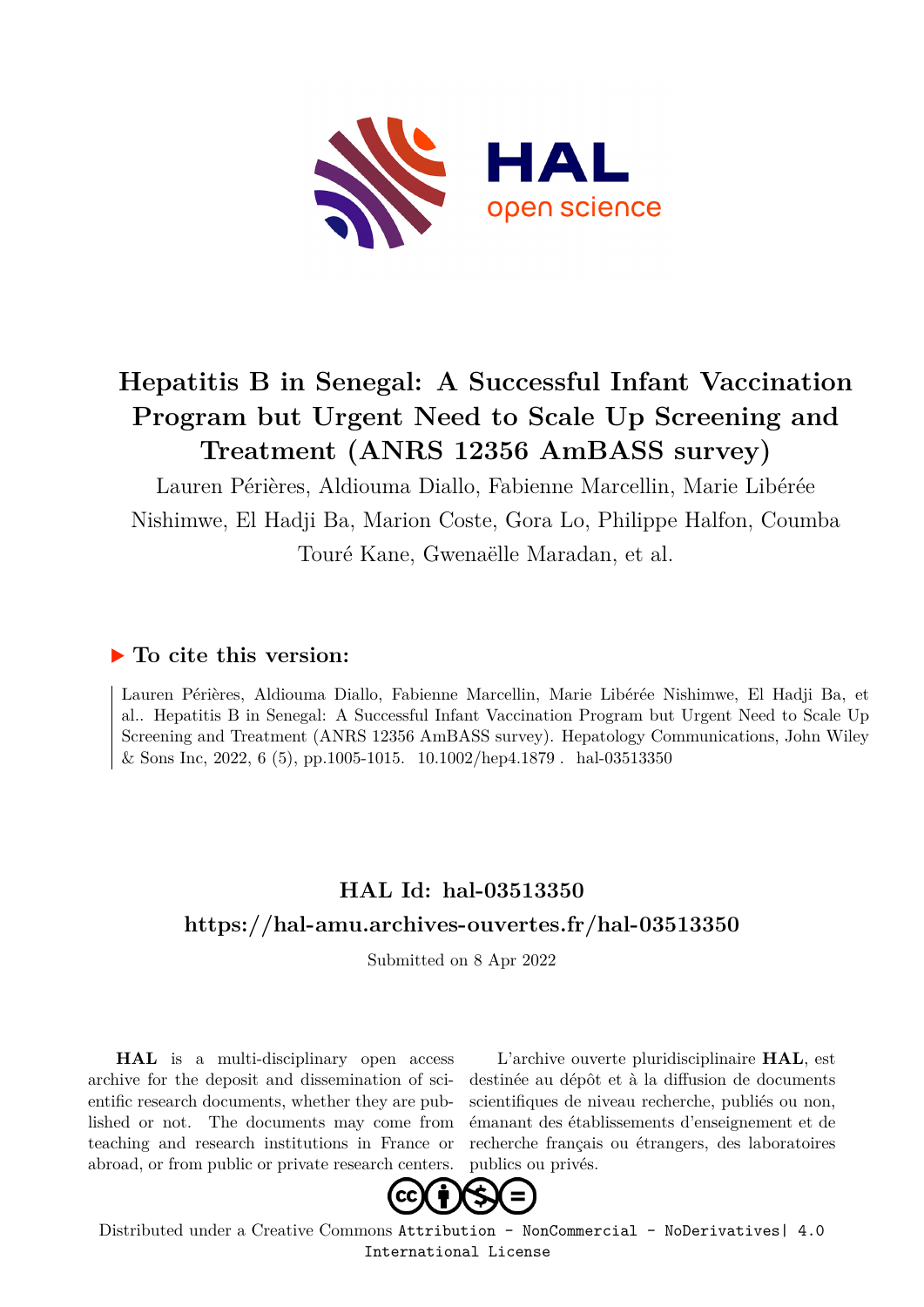# Hepatitis B in Senegal: A Successful Infant Vaccination Program but Urgent Need to Scale Up Screening and Treatment (ANRS 12356 AmBASS survey)

Lauren Périères, Aldiouma Diallo, Fabienne Marcellin, Marie Libérée Nishimwe, El Hadji Ba, Marion Coste, Gora Lo, Philippe Halfon, Coumba Touré Kane, Gwenaëlle Maradan, et al.

## ▶ To cite this version:

Lauren Périères, Aldiouma Diallo, Fabienne Marcellin, Marie Libérée Nishimwe, El Hadji Ba, et al.. Hepatitis B in Senegal: A Successful Infant Vaccination Program but Urgent Need to Scale Up Screening and Treatment (ANRS 12356 AmBASS survey). Hepatology Communications, John Wiley & Sons Inc, 2022, 6 (5), pp.1005-1015. 10.1002/hep4.1879 . hal-03513350

## HAL Id: hal-03513350

## https://hal-amu.archives-ouvertes.fr/hal-03513350

Submitted on 8 Apr 2022

**HAL** is a multi-disciplinary open access archive for the deposit and dissemination of scientific research documents, whether they are published or not. The documents may come from teaching and research institutions in France or abroad, or from public or private research centers.

L'archive ouverte pluridisciplinaire **HAL**, est destinée au dépôt et à la diffusion de documents scientifiques de niveau recherche, publiés ou non, émanant des établissements d'enseignement et de recherche français ou étrangers, des laboratoires publics ou privés.

Distributed under a Creative Commons Attribution - NonCommercial - NoDerivatives| 4.0 International License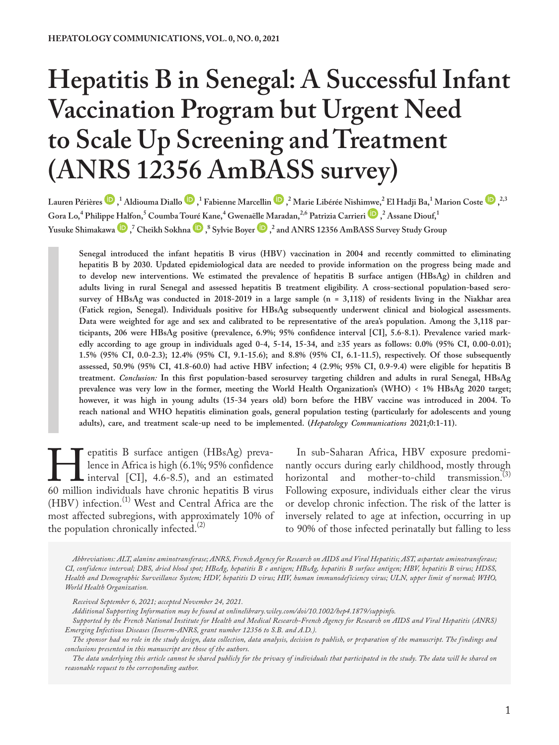# Hepatitis B in Senegal: A Successful Infant Vaccination Program but Urgent Need to Scale Up Screening and Treatment (ANRS 12356 AmBASS survey)

Lauren Périères ,[1] Aldiouma Diallo ,[1] Fabienne Marcellin ,[2] Marie Libérée Nishimwe,[2] El Hadji Ba,[1] Marion Coste ,[2,3] Gora Lo,[4] Philippe Halfon,[5] Coumba Touré Kane,[4] Gwenaëlle Maradan,[2,6] Patrizia Carrieri ,[2] Assane Diouf,[1] Yusuke Shimakawa ,[7] Cheikh Sokhna ,[8] Sylvie Boyer ,[2] and ANRS 12356 AmBASS Survey Study Group

**Senegal introduced the infant hepatitis B virus (HBV) vaccination in 2004 and recently committed to eliminating hepatitis B by 2030. Updated epidemiological data are needed to provide information on the progress being made and to develop new interventions. We estimated the prevalence of hepatitis B surface antigen (HBsAg) in children and adults living in rural Senegal and assessed hepatitis B treatment eligibility. A cross-sectional population-based serosurvey of HBsAg was conducted in 2018-2019 in a large sample (n = 3,118) of residents living in the Niakhar area (Fatick region, Senegal). Individuals positive for HBsAg subsequently underwent clinical and biological assessments. Data were weighted for age and sex and calibrated to be representative of the area's population. Among the 3,118 participants, 206 were HBsAg positive (prevalence, 6.9%; 95% confidence interval [CI], 5.6-8.1). Prevalence varied markedly according to age group in individuals aged 0-4, 5-14, 15-34, and ≥35 years as follows: 0.0% (95% CI, 0.00-0.01); 1.5% (95% CI, 0.0-2.3); 12.4% (95% CI, 9.1-15.6); and 8.8% (95% CI, 6.1-11.5), respectively. Of those subsequently assessed, 50.9% (95% CI, 41.8-60.0) had active HBV infection; 4 (2.9%; 95% CI, 0.9-9.4) were eligible for hepatitis B treatment.** ***Conclusion:*** **In this first population-based serosurvey targeting children and adults in rural Senegal, HBsAg prevalence was very low in the former, meeting the World Health Organization's (WHO) < 1% HBsAg 2020 target; however, it was high in young adults (15-34 years old) born before the HBV vaccine was introduced in 2004. To reach national and WHO hepatitis elimination goals, general population testing (particularly for adolescents and young adults), care, and treatment scale-up need to be implemented. (*Hepatology Communications* 2021;0:1-11).**

Hepatitis B surface antigen (HBsAg) prevalence in Africa is high (6.1%; 95% confidence interval [CI], 4.6-8.5), and an estimated 60 million individuals have chronic hepatitis B virus (HBV) infection.[1] West and Central Africa are the most affected subregions, with approximately 10% of the population chronically infected.[2]

In sub-Saharan Africa, HBV exposure predominantly occurs during early childhood, mostly through horizontal and mother-to-child transmission.[3] Following exposure, individuals either clear the virus or develop chronic infection. The risk of the latter is inversely related to age at infection, occurring in up to 90% of those infected perinatally but falling to less

*Abbreviations: ALT, alanine aminotransferase; ANRS, French Agency for Research on AIDS and Viral Hepatitis; AST, aspartate aminotransferase; CI, confidence interval; DBS, dried blood spot; HBeAg, hepatitis B e antigen; HBsAg, hepatitis B surface antigen; HBV, hepatitis B virus; HDSS, Health and Demographic Surveillance System; HDV, hepatitis D virus; HIV, human immunodeficiency virus; ULN, upper limit of normal; WHO, World Health Organization.*

*Received September 6, 2021; accepted November 24, 2021.*

*Additional Supporting Information may be found at onlinelibrary.wiley.com/doi/10.1002/hep4.1879/suppinfo.*

*Supported by the French National Institute for Health and Medical Research-French Agency for Research on AIDS and Viral Hepatitis (ANRS) Emerging Infectious Diseases (Inserm-ANRS, grant number 12356 to S.B. and A.D.).*

*The sponsor had no role in the study design, data collection, data analysis, decision to publish, or preparation of the manuscript. The findings and conclusions presented in this manuscript are those of the authors.*

*The data underlying this article cannot be shared publicly for the privacy of individuals that participated in the study. The data will be shared on reasonable request to the corresponding author.*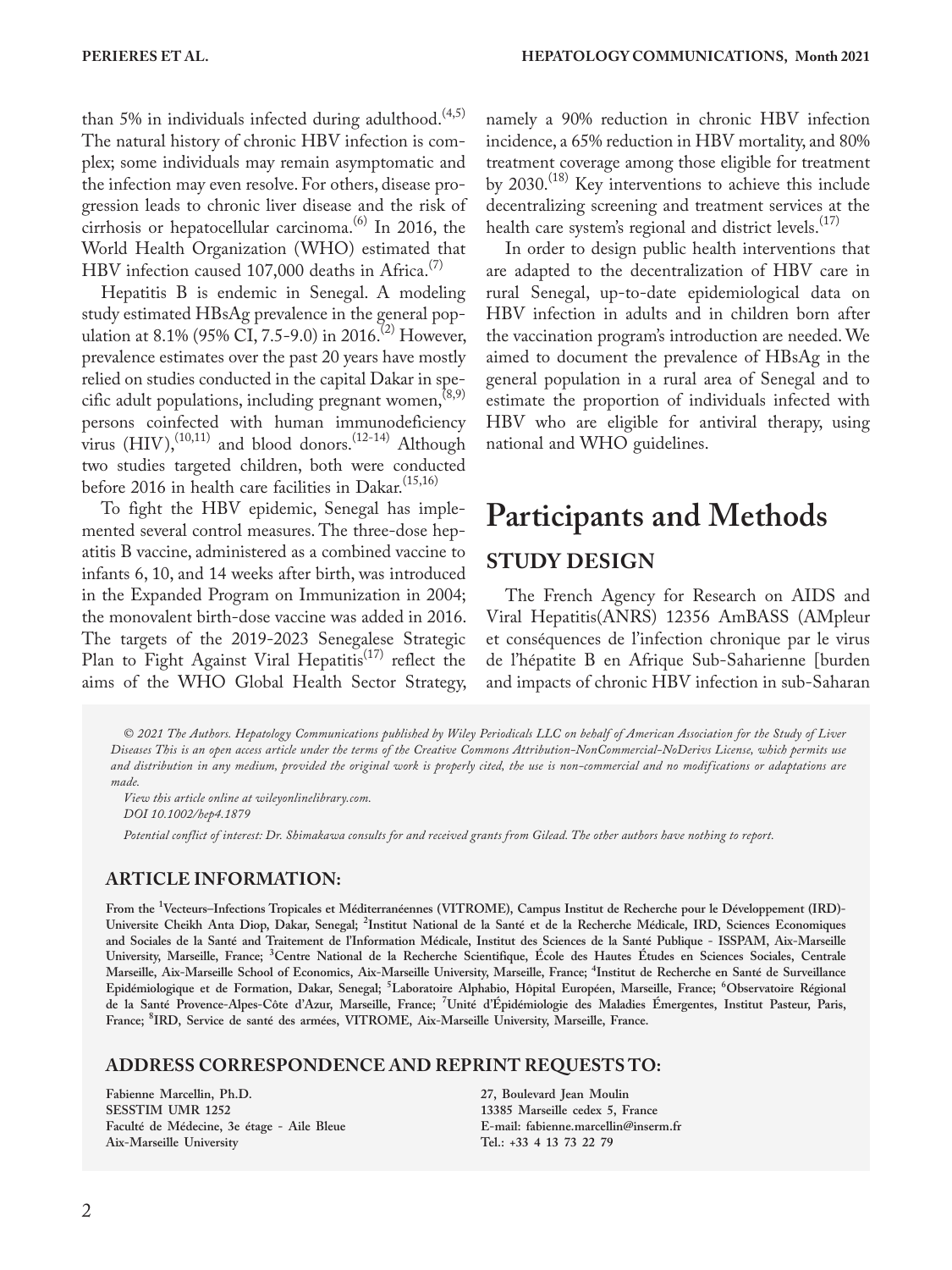than 5% in individuals infected during adulthood.[4,5] The natural history of chronic HBV infection is complex; some individuals may remain asymptomatic and the infection may even resolve. For others, disease progression leads to chronic liver disease and the risk of cirrhosis or hepatocellular carcinoma.[6] In 2016, the World Health Organization (WHO) estimated that HBV infection caused 107,000 deaths in Africa.[7]

Hepatitis B is endemic in Senegal. A modeling study estimated HBsAg prevalence in the general population at 8.1% (95% CI, 7.5-9.0) in 2016.[2] However, prevalence estimates over the past 20 years have mostly relied on studies conducted in the capital Dakar in specific adult populations, including pregnant women,[8,9] persons coinfected with human immunodeficiency virus (HIV),[10,11] and blood donors.[12-14] Although two studies targeted children, both were conducted before 2016 in health care facilities in Dakar.[15,16]

To fight the HBV epidemic, Senegal has implemented several control measures. The three-dose hepatitis B vaccine, administered as a combined vaccine to infants 6, 10, and 14 weeks after birth, was introduced in the Expanded Program on Immunization in 2004; the monovalent birth-dose vaccine was added in 2016. The targets of the 2019-2023 Senegalese Strategic Plan to Fight Against Viral Hepatitis[17] reflect the aims of the WHO Global Health Sector Strategy, namely a 90% reduction in chronic HBV infection incidence, a 65% reduction in HBV mortality, and 80% treatment coverage among those eligible for treatment by 2030.[18] Key interventions to achieve this include decentralizing screening and treatment services at the health care system's regional and district levels.[17]

In order to design public health interventions that are adapted to the decentralization of HBV care in rural Senegal, up-to-date epidemiological data on HBV infection in adults and in children born after the vaccination program's introduction are needed. We aimed to document the prevalence of HBsAg in the general population in a rural area of Senegal and to estimate the proportion of individuals infected with HBV who are eligible for antiviral therapy, using national and WHO guidelines.

# Participants and Methods

## STUDY DESIGN

The French Agency for Research on AIDS and Viral Hepatitis(ANRS) 12356 AmBASS (AMpleur et conséquences de l'infection chronique par le virus de l'hépatite B en Afrique Sub-Saharienne [burden and impacts of chronic HBV infection in sub-Saharan

*© 2021 The Authors. Hepatology Communications published by Wiley Periodicals LLC on behalf of American Association for the Study of Liver Diseases This is an open access article under the terms of the Creative Commons Attribution-NonCommercial-NoDerivs License, which permits use and distribution in any medium, provided the original work is properly cited, the use is non-commercial and no modifications or adaptations are made.*

*View this article online at wileyonlinelibrary.com.*

*DOI 10.1002/hep4.1879*

*Potential conflict of interest: Dr. Shimakawa consults for and received grants from Gilead. The other authors have nothing to report.*

### ARTICLE INFORMATION:

**From the [1]Vecteurs–Infections Tropicales et Méditerranéennes (VITROME), Campus Institut de Recherche pour le Développement (IRD)-Universite Cheikh Anta Diop, Dakar, Senegal; [2]Institut National de la Santé et de la Recherche Médicale, IRD, Sciences Economiques and Sociales de la Santé and Traitement de l'Information Médicale, Institut des Sciences de la Santé Publique - ISSPAM, Aix-Marseille University, Marseille, France; [3]Centre National de la Recherche Scientifique, École des Hautes Études en Sciences Sociales, Centrale Marseille, Aix-Marseille School of Economics, Aix-Marseille University, Marseille, France; [4]Institut de Recherche en Santé de Surveillance Epidémiologique et de Formation, Dakar, Senegal; [5]Laboratoire Alphabio, Hôpital Européen, Marseille, France; [6]Observatoire Régional de la Santé Provence-Alpes-Côte d'Azur, Marseille, France; [7]Unité d'Épidémiologie des Maladies Émergentes, Institut Pasteur, Paris, France; [8]IRD, Service de santé des armées, VITROME, Aix-Marseille University, Marseille, France.**

### ADDRESS CORRESPONDENCE AND REPRINT REQUESTS TO:

**Fabienne Marcellin, Ph.D.**
**SESSTIM UMR 1252**
**Faculté de Médecine, 3e étage - Aile Bleue**
**Aix-Marseille University**
**27, Boulevard Jean Moulin**
**13385 Marseille cedex 5, France**
**E-mail: fabienne.marcellin@inserm.fr**
**Tel.: +33 4 13 73 22 79**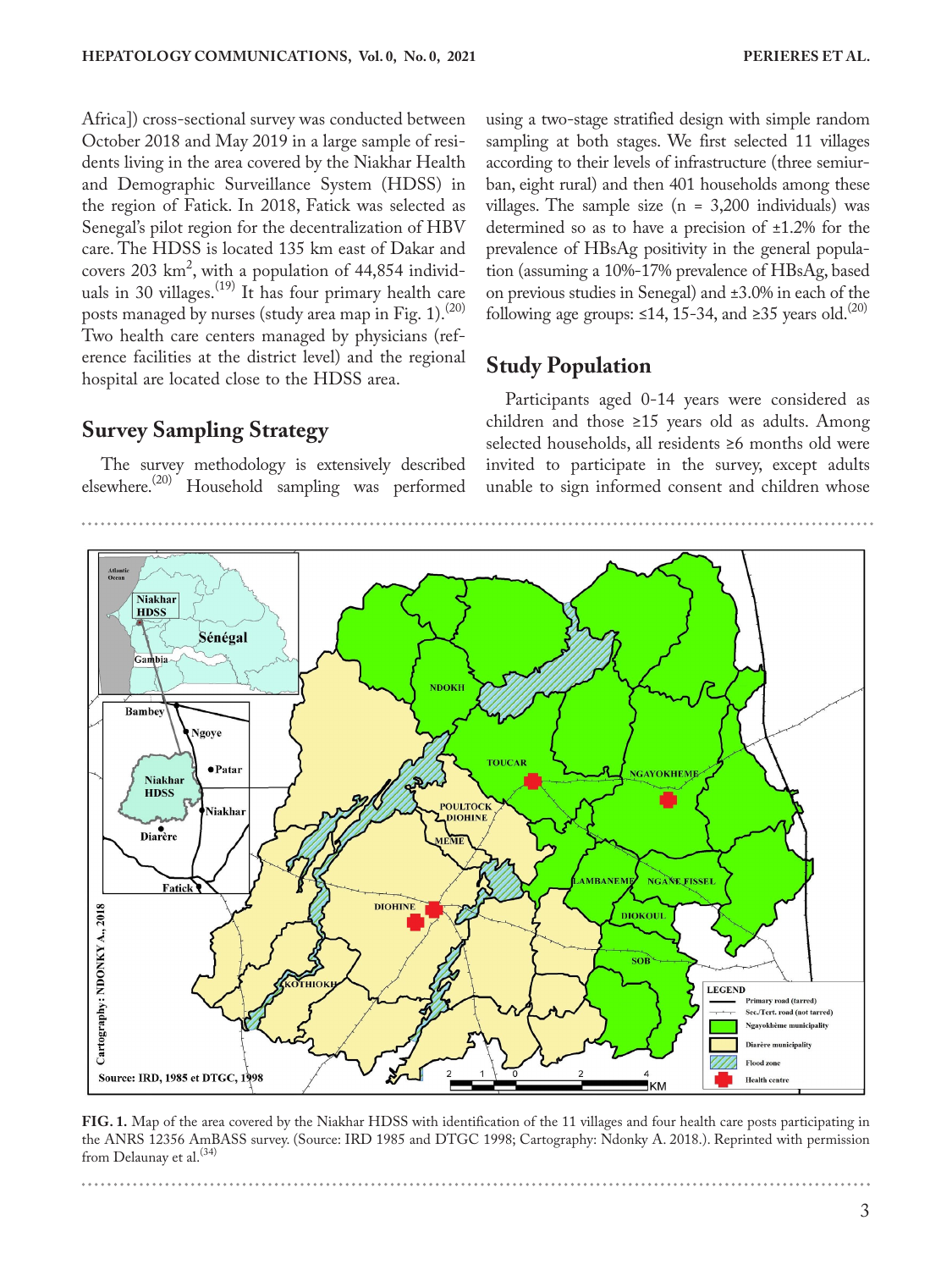Africa]) cross-sectional survey was conducted between October 2018 and May 2019 in a large sample of residents living in the area covered by the Niakhar Health and Demographic Surveillance System (HDSS) in the region of Fatick. In 2018, Fatick was selected as Senegal's pilot region for the decentralization of HBV care. The HDSS is located 135 km east of Dakar and covers 203 km$^2$, with a population of 44,854 individuals in 30 villages.[19] It has four primary health care posts managed by nurses (study area map in Fig. 1).[20] Two health care centers managed by physicians (reference facilities at the district level) and the regional hospital are located close to the HDSS area.

## Survey Sampling Strategy

The survey methodology is extensively described elsewhere.[20] Household sampling was performed using a two-stage stratified design with simple random sampling at both stages. We first selected 11 villages according to their levels of infrastructure (three semiurban, eight rural) and then 401 households among these villages. The sample size (n = 3,200 individuals) was determined so as to have a precision of ±1.2% for the prevalence of HBsAg positivity in the general population (assuming a 10%-17% prevalence of HBsAg, based on previous studies in Senegal) and ±3.0% in each of the following age groups: ≤14, 15-34, and ≥35 years old.[20]

## Study Population

Participants aged 0-14 years were considered as children and those ≥15 years old as adults. Among selected households, all residents ≥6 months old were invited to participate in the survey, except adults unable to sign informed consent and children whose

**FIG. 1.** Map of the area covered by the Niakhar HDSS with identification of the 11 villages and four health care posts participating in the ANRS 12356 AmBASS survey. (Source: IRD 1985 and DTGC 1998; Cartography: Ndonky A. 2018.). Reprinted with permission from Delaunay et al.[34]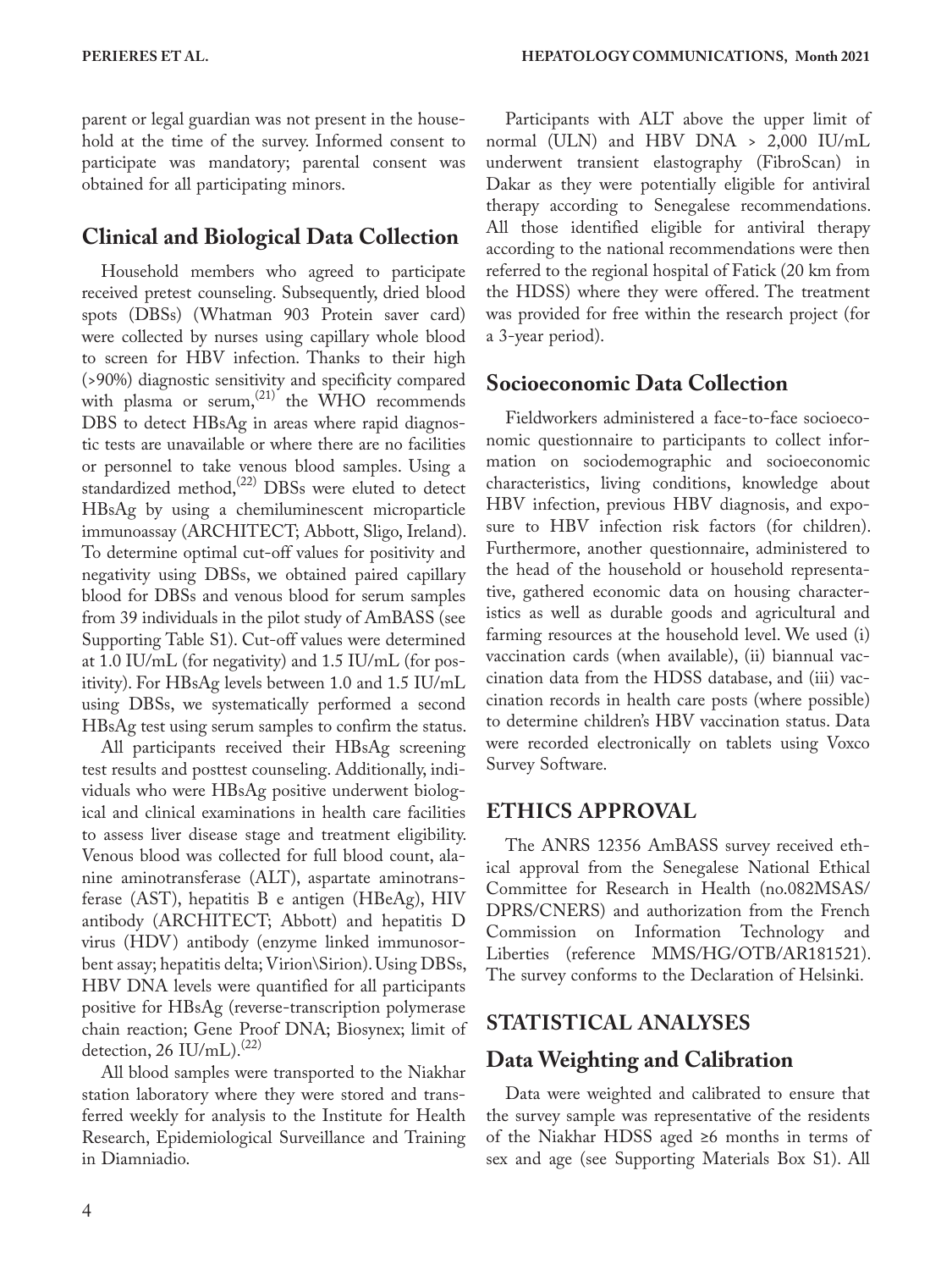parent or legal guardian was not present in the household at the time of the survey. Informed consent to participate was mandatory; parental consent was obtained for all participating minors.

## Clinical and Biological Data Collection

Household members who agreed to participate received pretest counseling. Subsequently, dried blood spots (DBSs) (Whatman 903 Protein saver card) were collected by nurses using capillary whole blood to screen for HBV infection. Thanks to their high (>90%) diagnostic sensitivity and specificity compared with plasma or serum,[21] the WHO recommends DBS to detect HBsAg in areas where rapid diagnostic tests are unavailable or where there are no facilities or personnel to take venous blood samples. Using a standardized method,[22] DBSs were eluted to detect HBsAg by using a chemiluminescent microparticle immunoassay (ARCHITECT; Abbott, Sligo, Ireland). To determine optimal cut-off values for positivity and negativity using DBSs, we obtained paired capillary blood for DBSs and venous blood for serum samples from 39 individuals in the pilot study of AmBASS (see Supporting Table S1). Cut-off values were determined at 1.0 IU/mL (for negativity) and 1.5 IU/mL (for positivity). For HBsAg levels between 1.0 and 1.5 IU/mL using DBSs, we systematically performed a second HBsAg test using serum samples to confirm the status.

All participants received their HBsAg screening test results and posttest counseling. Additionally, individuals who were HBsAg positive underwent biological and clinical examinations in health care facilities to assess liver disease stage and treatment eligibility. Venous blood was collected for full blood count, alanine aminotransferase (ALT), aspartate aminotransferase (AST), hepatitis B e antigen (HBeAg), HIV antibody (ARCHITECT; Abbott) and hepatitis D virus (HDV) antibody (enzyme linked immunosorbent assay; hepatitis delta; Virion\Sirion). Using DBSs, HBV DNA levels were quantified for all participants positive for HBsAg (reverse-transcription polymerase chain reaction; Gene Proof DNA; Biosynex; limit of detection, 26 IU/mL).[22]

All blood samples were transported to the Niakhar station laboratory where they were stored and transferred weekly for analysis to the Institute for Health Research, Epidemiological Surveillance and Training in Diamniadio.

Participants with ALT above the upper limit of normal (ULN) and HBV DNA > 2,000 IU/mL underwent transient elastography (FibroScan) in Dakar as they were potentially eligible for antiviral therapy according to Senegalese recommendations. All those identified eligible for antiviral therapy according to the national recommendations were then referred to the regional hospital of Fatick (20 km from the HDSS) where they were offered. The treatment was provided for free within the research project (for a 3-year period).

## Socioeconomic Data Collection

Fieldworkers administered a face-to-face socioeconomic questionnaire to participants to collect information on sociodemographic and socioeconomic characteristics, living conditions, knowledge about HBV infection, previous HBV diagnosis, and exposure to HBV infection risk factors (for children). Furthermore, another questionnaire, administered to the head of the household or household representative, gathered economic data on housing characteristics as well as durable goods and agricultural and farming resources at the household level. We used (i) vaccination cards (when available), (ii) biannual vaccination data from the HDSS database, and (iii) vaccination records in health care posts (where possible) to determine children's HBV vaccination status. Data were recorded electronically on tablets using Voxco Survey Software.

# ETHICS APPROVAL

The ANRS 12356 AmBASS survey received ethical approval from the Senegalese National Ethical Committee for Research in Health (no.082MSAS/DPRS/CNERS) and authorization from the French Commission on Information Technology and Liberties (reference MMS/HG/OTB/AR181521). The survey conforms to the Declaration of Helsinki.

# STATISTICAL ANALYSES

## Data Weighting and Calibration

Data were weighted and calibrated to ensure that the survey sample was representative of the residents of the Niakhar HDSS aged ≥6 months in terms of sex and age (see Supporting Materials Box S1). All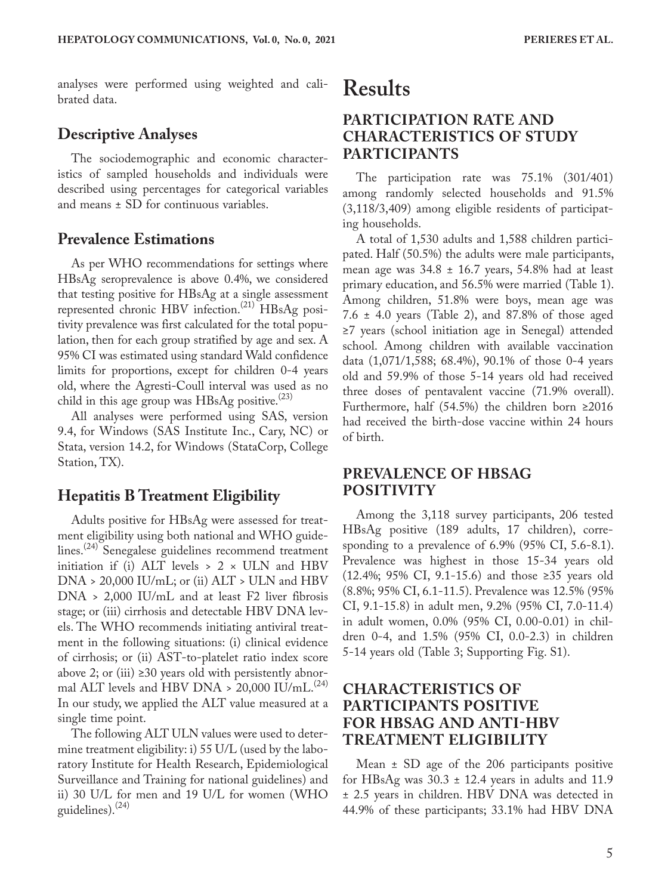analyses were performed using weighted and calibrated data.

### Descriptive Analyses

The sociodemographic and economic characteristics of sampled households and individuals were described using percentages for categorical variables and means ± SD for continuous variables.

### Prevalence Estimations

As per WHO recommendations for settings where HBsAg seroprevalence is above 0.4%, we considered that testing positive for HBsAg at a single assessment represented chronic HBV infection.[21] HBsAg positivity prevalence was first calculated for the total population, then for each group stratified by age and sex. A 95% CI was estimated using standard Wald confidence limits for proportions, except for children 0-4 years old, where the Agresti-Coull interval was used as no child in this age group was HBsAg positive.[23]

All analyses were performed using SAS, version 9.4, for Windows (SAS Institute Inc., Cary, NC) or Stata, version 14.2, for Windows (StataCorp, College Station, TX).

### Hepatitis B Treatment Eligibility

Adults positive for HBsAg were assessed for treatment eligibility using both national and WHO guidelines.[24] Senegalese guidelines recommend treatment initiation if (i) ALT levels > 2 × ULN and HBV DNA > 20,000 IU/mL; or (ii) ALT > ULN and HBV DNA > 2,000 IU/mL and at least F2 liver fibrosis stage; or (iii) cirrhosis and detectable HBV DNA levels. The WHO recommends initiating antiviral treatment in the following situations: (i) clinical evidence of cirrhosis; or (ii) AST-to-platelet ratio index score above 2; or (iii) ≥30 years old with persistently abnormal ALT levels and HBV DNA > 20,000 IU/mL.[24] In our study, we applied the ALT value measured at a single time point.

The following ALT ULN values were used to determine treatment eligibility: i) 55 U/L (used by the laboratory Institute for Health Research, Epidemiological Surveillance and Training for national guidelines) and ii) 30 U/L for men and 19 U/L for women (WHO guidelines).[24]

# Results

## PARTICIPATION RATE AND CHARACTERISTICS OF STUDY PARTICIPANTS

The participation rate was 75.1% (301/401) among randomly selected households and 91.5% (3,118/3,409) among eligible residents of participating households.

A total of 1,530 adults and 1,588 children participated. Half (50.5%) the adults were male participants, mean age was 34.8 ± 16.7 years, 54.8% had at least primary education, and 56.5% were married (Table 1). Among children, 51.8% were boys, mean age was 7.6 ± 4.0 years (Table 2), and 87.8% of those aged ≥7 years (school initiation age in Senegal) attended school. Among children with available vaccination data (1,071/1,588; 68.4%), 90.1% of those 0-4 years old and 59.9% of those 5-14 years old had received three doses of pentavalent vaccine (71.9% overall). Furthermore, half (54.5%) the children born ≥2016 had received the birth-dose vaccine within 24 hours of birth.

## PREVALENCE OF HBSAG POSITIVITY

Among the 3,118 survey participants, 206 tested HBsAg positive (189 adults, 17 children), corresponding to a prevalence of 6.9% (95% CI, 5.6-8.1). Prevalence was highest in those 15-34 years old (12.4%; 95% CI, 9.1-15.6) and those ≥35 years old (8.8%; 95% CI, 6.1-11.5). Prevalence was 12.5% (95% CI, 9.1-15.8) in adult men, 9.2% (95% CI, 7.0-11.4) in adult women, 0.0% (95% CI, 0.00-0.01) in children 0-4, and 1.5% (95% CI, 0.0-2.3) in children 5-14 years old (Table 3; Supporting Fig. S1).

## CHARACTERISTICS OF PARTICIPANTS POSITIVE FOR HBSAG AND ANTI-HBV TREATMENT ELIGIBILITY

Mean ± SD age of the 206 participants positive for HBsAg was 30.3 ± 12.4 years in adults and 11.9 ± 2.5 years in children. HBV DNA was detected in 44.9% of these participants; 33.1% had HBV DNA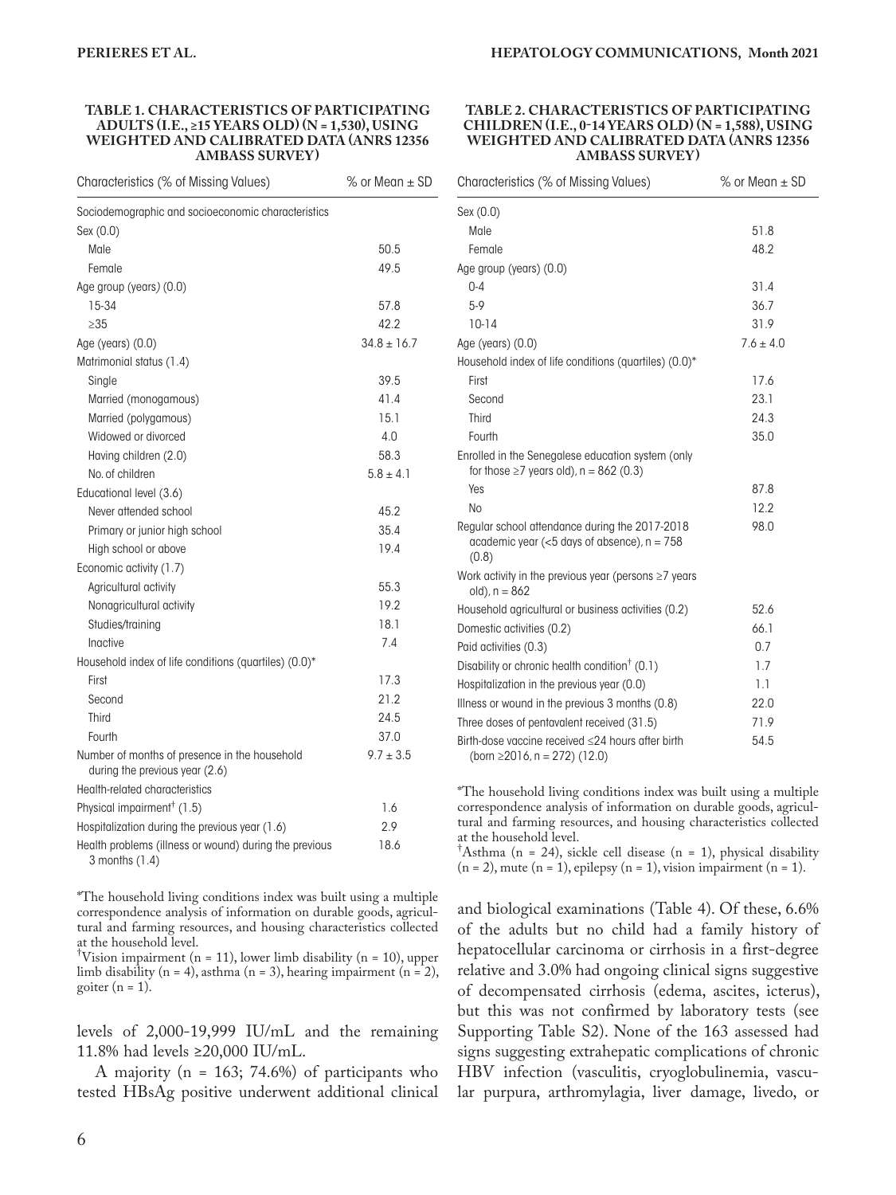**TABLE 1. CHARACTERISTICS OF PARTICIPATING ADULTS (I.E., ≥15 YEARS OLD) (N = 1,530), USING WEIGHTED AND CALIBRATED DATA (ANRS 12356 AMBASS SURVEY)**

| Characteristics (% of Missing Values) | % or Mean ± SD |
|---|---|
| Sociodemographic and socioeconomic characteristics | |
| Sex (0.0) | |
| Male | 50.5 |
| Female | 49.5 |
| Age group (years) (0.0) | |
| 15-34 | 57.8 |
| ≥35 | 42.2 |
| Age (years) (0.0) | 34.8 ± 16.7 |
| Matrimonial status (1.4) | |
| Single | 39.5 |
| Married (monogamous) | 41.4 |
| Married (polygamous) | 15.1 |
| Widowed or divorced | 4.0 |
| Having children (2.0) | 58.3 |
| No. of children | 5.8 ± 4.1 |
| Educational level (3.6) | |
| Never attended school | 45.2 |
| Primary or junior high school | 35.4 |
| High school or above | 19.4 |
| Economic activity (1.7) | |
| Agricultural activity | 55.3 |
| Nonagricultural activity | 19.2 |
| Studies/training | 18.1 |
| Inactive | 7.4 |
| Household index of life conditions (quartiles) (0.0)* | |
| First | 17.3 |
| Second | 21.2 |
| Third | 24.5 |
| Fourth | 37.0 |
| Number of months of presence in the household during the previous year (2.6) | 9.7 ± 3.5 |
| Health-related characteristics | |
| Physical impairment† (1.5) | 1.6 |
| Hospitalization during the previous year (1.6) | 2.9 |
| Health problems (illness or wound) during the previous 3 months (1.4) | 18.6 |

*The household living conditions index was built using a multiple correspondence analysis of information on durable goods, agricultural and farming resources, and housing characteristics collected at the household level.
†Vision impairment (n = 11), lower limb disability (n = 10), upper limb disability (n = 4), asthma (n = 3), hearing impairment (n = 2), goiter (n = 1).

levels of 2,000-19,999 IU/mL and the remaining 11.8% had levels ≥20,000 IU/mL.

A majority (n = 163; 74.6%) of participants who tested HBsAg positive underwent additional clinical and biological examinations (Table 4). Of these, 6.6% of the adults but no child had a family history of hepatocellular carcinoma or cirrhosis in a first-degree relative and 3.0% had ongoing clinical signs suggestive of decompensated cirrhosis (edema, ascites, icterus), but this was not confirmed by laboratory tests (see Supporting Table S2). None of the 163 assessed had signs suggesting extrahepatic complications of chronic HBV infection (vasculitis, cryoglobulinemia, vascular purpura, arthromyalgia, liver damage, livedo, or

**TABLE 2. CHARACTERISTICS OF PARTICIPATING CHILDREN (I.E., 0-14 YEARS OLD) (N = 1,588), USING WEIGHTED AND CALIBRATED DATA (ANRS 12356 AMBASS SURVEY)**

| Characteristics (% of Missing Values) | % or Mean ± SD |
|---|---|
| Sex (0.0) | |
| Male | 51.8 |
| Female | 48.2 |
| Age group (years) (0.0) | |
| 0-4 | 31.4 |
| 5-9 | 36.7 |
| 10-14 | 31.9 |
| Age (years) (0.0) | 7.6 ± 4.0 |
| Household index of life conditions (quartiles) (0.0)* | |
| First | 17.6 |
| Second | 23.1 |
| Third | 24.3 |
| Fourth | 35.0 |
| Enrolled in the Senegalese education system (only for those ≥7 years old), n = 862 (0.3) | |
| Yes | 87.8 |
| No | 12.2 |
| Regular school attendance during the 2017-2018 academic year (<5 days of absence), n = 758 (0.8) | 98.0 |
| Work activity in the previous year (persons ≥7 years old), n = 862 | |
| Household agricultural or business activities (0.2) | 52.6 |
| Domestic activities (0.2) | 66.1 |
| Paid activities (0.3) | 0.7 |
| Disability or chronic health condition† (0.1) | 1.7 |
| Hospitalization in the previous year (0.0) | 1.1 |
| Illness or wound in the previous 3 months (0.8) | 22.0 |
| Three doses of pentavalent received (31.5) | 71.9 |
| Birth-dose vaccine received ≤24 hours after birth (born ≥2016, n = 272) (12.0) | 54.5 |

*The household living conditions index was built using a multiple correspondence analysis of information on durable goods, agricultural and farming resources, and housing characteristics collected at the household level.
†Asthma (n = 24), sickle cell disease (n = 1), physical disability (n = 2), mute (n = 1), epilepsy (n = 1), vision impairment (n = 1).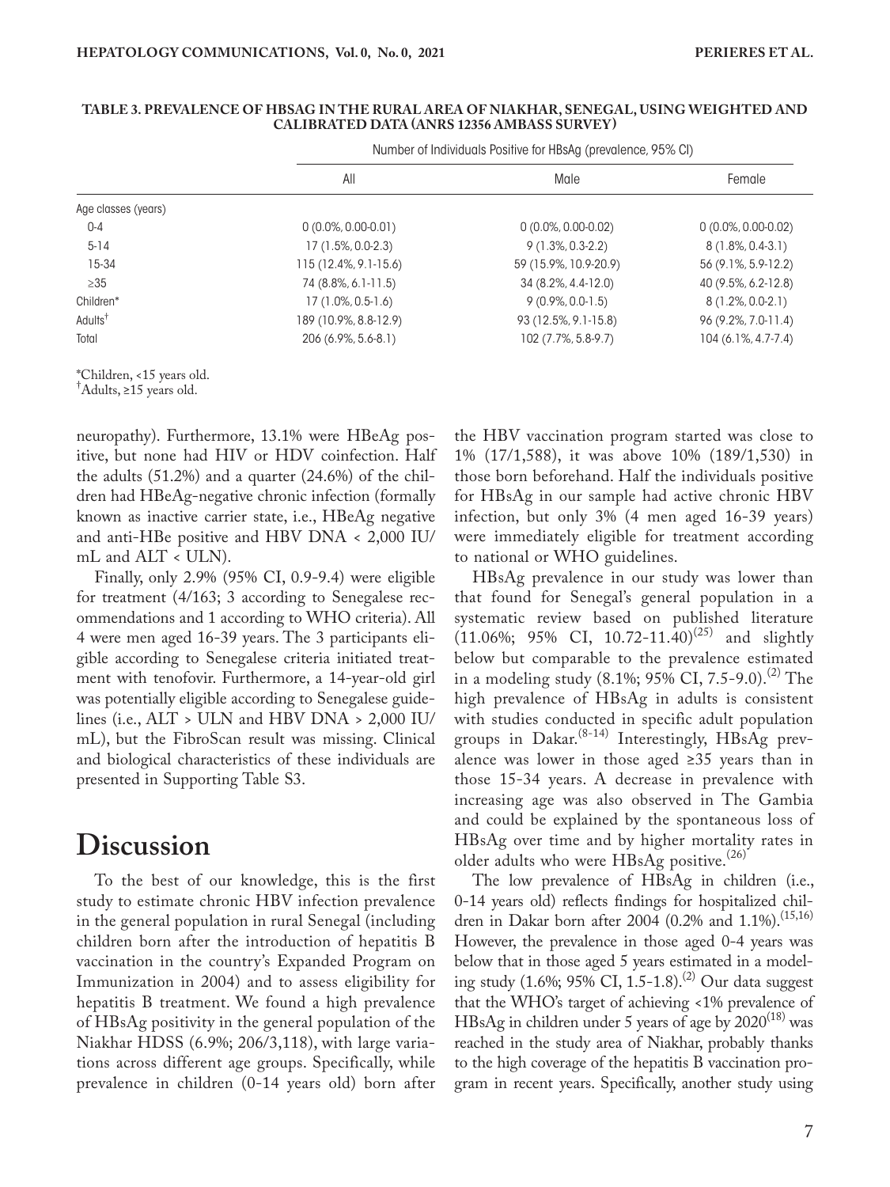**TABLE 3. PREVALENCE OF HBsAg IN THE RURAL AREA OF NIAKHAR, SENEGAL, USING WEIGHTED AND CALIBRATED DATA (ANRS 12356 AMBASS SURVEY)**

| | Number of Individuals Positive for HBsAg (prevalence, 95% CI) | | |
|---|---|---|---|
| | All | Male | Female |
| Age classes (years) | | | |
| 0-4 | 0 (0.0%, 0.00-0.01) | 0 (0.0%, 0.00-0.02) | 0 (0.0%, 0.00-0.02) |
| 5-14 | 17 (1.5%, 0.0-2.3) | 9 (1.3%, 0.3-2.2) | 8 (1.8%, 0.4-3.1) |
| 15-34 | 115 (12.4%, 9.1-15.6) | 59 (15.9%, 10.9-20.9) | 56 (9.1%, 5.9-12.2) |
| ≥35 | 74 (8.8%, 6.1-11.5) | 34 (8.2%, 4.4-12.0) | 40 (9.5%, 6.2-12.8) |
| Children* | 17 (1.0%, 0.5-1.6) | 9 (0.9%, 0.0-1.5) | 8 (1.2%, 0.0-2.1) |
| Adults† | 189 (10.9%, 8.8-12.9) | 93 (12.5%, 9.1-15.8) | 96 (9.2%, 7.0-11.4) |
| Total | 206 (6.9%, 5.6-8.1) | 102 (7.7%, 5.8-9.7) | 104 (6.1%, 4.7-7.4) |

*Children, <15 years old.
†Adults, ≥15 years old.

neuropathy). Furthermore, 13.1% were HBeAg positive, but none had HIV or HDV coinfection. Half the adults (51.2%) and a quarter (24.6%) of the children had HBeAg-negative chronic infection (formally known as inactive carrier state, i.e., HBeAg negative and anti-HBe positive and HBV DNA < 2,000 IU/mL and ALT < ULN).

Finally, only 2.9% (95% CI, 0.9-9.4) were eligible for treatment (4/163; 3 according to Senegalese recommendations and 1 according to WHO criteria). All 4 were men aged 16-39 years. The 3 participants eligible according to Senegalese criteria initiated treatment with tenofovir. Furthermore, a 14-year-old girl was potentially eligible according to Senegalese guidelines (i.e., ALT > ULN and HBV DNA > 2,000 IU/mL), but the FibroScan result was missing. Clinical and biological characteristics of these individuals are presented in Supporting Table S3.

# Discussion

To the best of our knowledge, this is the first study to estimate chronic HBV infection prevalence in the general population in rural Senegal (including children born after the introduction of hepatitis B vaccination in the country's Expanded Program on Immunization in 2004) and to assess eligibility for hepatitis B treatment. We found a high prevalence of HBsAg positivity in the general population of the Niakhar HDSS (6.9%; 206/3,118), with large variations across different age groups. Specifically, while prevalence in children (0-14 years old) born after the HBV vaccination program started was close to 1% (17/1,588), it was above 10% (189/1,530) in those born beforehand. Half the individuals positive for HBsAg in our sample had active chronic HBV infection, but only 3% (4 men aged 16-39 years) were immediately eligible for treatment according to national or WHO guidelines.

HBsAg prevalence in our study was lower than that found for Senegal's general population in a systematic review based on published literature (11.06%; 95% CI, 10.72-11.40)[25] and slightly below but comparable to the prevalence estimated in a modeling study (8.1%; 95% CI, 7.5-9.0).[2] The high prevalence of HBsAg in adults is consistent with studies conducted in specific adult population groups in Dakar.[8-14] Interestingly, HBsAg prevalence was lower in those aged ≥35 years than in those 15-34 years. A decrease in prevalence with increasing age was also observed in The Gambia and could be explained by the spontaneous loss of HBsAg over time and by higher mortality rates in older adults who were HBsAg positive.[26]

The low prevalence of HBsAg in children (i.e., 0-14 years old) reflects findings for hospitalized children in Dakar born after 2004 (0.2% and 1.1%).[15,16] However, the prevalence in those aged 0-4 years was below that in those aged 5 years estimated in a modeling study (1.6%; 95% CI, 1.5-1.8).[2] Our data suggest that the WHO's target of achieving <1% prevalence of HBsAg in children under 5 years of age by 2020[18] was reached in the study area of Niakhar, probably thanks to the high coverage of the hepatitis B vaccination program in recent years. Specifically, another study using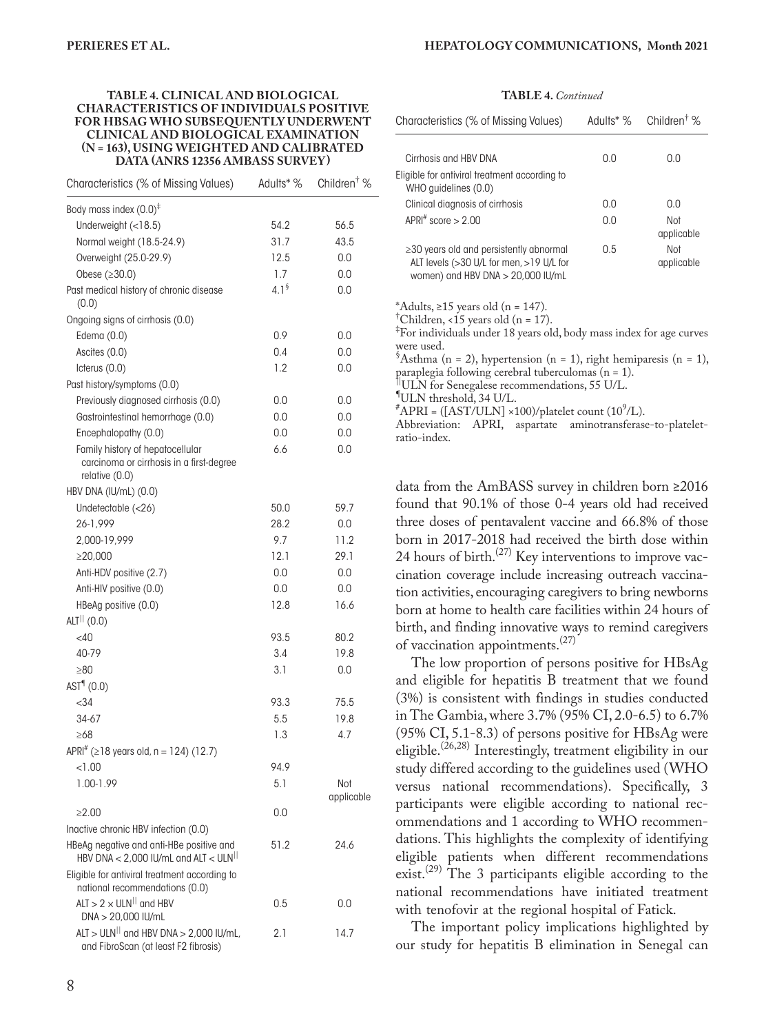**TABLE 4. CLINICAL AND BIOLOGICAL CHARACTERISTICS OF INDIVIDUALS POSITIVE FOR HBSAG WHO SUBSEQUENTLY UNDERWENT CLINICAL AND BIOLOGICAL EXAMINATION (N = 163), USING WEIGHTED AND CALIBRATED DATA (ANRS 12356 AMBASS SURVEY)**

| Characteristics (% of Missing Values) | Adults* % | Children† % |
|---|---|---|
| Body mass index (0.0)‡ | | |
| Underweight (<18.5) | 54.2 | 56.5 |
| Normal weight (18.5-24.9) | 31.7 | 43.5 |
| Overweight (25.0-29.9) | 12.5 | 0.0 |
| Obese (≥30.0) | 1.7 | 0.0 |
| Past medical history of chronic disease (0.0) | 4.1§ | 0.0 |
| Ongoing signs of cirrhosis (0.0) | | |
| Edema (0.0) | 0.9 | 0.0 |
| Ascites (0.0) | 0.4 | 0.0 |
| Icterus (0.0) | 1.2 | 0.0 |
| Past history/symptoms (0.0) | | |
| Previously diagnosed cirrhosis (0.0) | 0.0 | 0.0 |
| Gastrointestinal hemorrhage (0.0) | 0.0 | 0.0 |
| Encephalopathy (0.0) | 0.0 | 0.0 |
| Family history of hepatocellular carcinoma or cirrhosis in a first-degree relative (0.0) | 6.6 | 0.0 |
| HBV DNA (IU/mL) (0.0) | | |
| Undetectable (<26) | 50.0 | 59.7 |
| 26-1,999 | 28.2 | 0.0 |
| 2,000-19,999 | 9.7 | 11.2 |
| ≥20,000 | 12.1 | 29.1 |
| Anti-HDV positive (2.7) | 0.0 | 0.0 |
| Anti-HIV positive (0.0) | 0.0 | 0.0 |
| HBeAg positive (0.0) | 12.8 | 16.6 |
| ALT‖ (0.0) | | |
| <40 | 93.5 | 80.2 |
| 40-79 | 3.4 | 19.8 |
| ≥80 | 3.1 | 0.0 |
| AST¶ (0.0) | | |
| <34 | 93.3 | 75.5 |
| 34-67 | 5.5 | 19.8 |
| ≥68 | 1.3 | 4.7 |
| APRI# (≥18 years old, n = 124) (12.7) | | |
| <1.00 | 94.9 | |
| 1.00-1.99 | 5.1 | Not applicable |
| ≥2.00 | 0.0 | |
| Inactive chronic HBV infection (0.0) | | |
| HBeAg negative and anti-HBe positive and HBV DNA < 2,000 IU/mL and ALT < ULN‖ | 51.2 | 24.6 |
| Eligible for antiviral treatment according to national recommendations (0.0) | | |
| ALT > 2 × ULN‖ and HBV DNA > 20,000 IU/mL | 0.5 | 0.0 |
| ALT > ULN‖ and HBV DNA > 2,000 IU/mL, and FibroScan (at least F2 fibrosis) | 2.1 | 14.7 |
| Cirrhosis and HBV DNA | 0.0 | 0.0 |
| Eligible for antiviral treatment according to WHO guidelines (0.0) | | |
| Clinical diagnosis of cirrhosis | 0.0 | 0.0 |
| APRI# score > 2.00 | 0.0 | Not applicable |
| ≥30 years old and persistently abnormal ALT levels (>30 U/L for men, >19 U/L for women) and HBV DNA > 20,000 IU/mL | 0.5 | Not applicable |

*Adults, ≥15 years old (n = 147).
†Children, <15 years old (n = 17).
‡For individuals under 18 years old, body mass index for age curves were used.
§Asthma (n = 2), hypertension (n = 1), right hemiparesis (n = 1), paraplegia following cerebral tuberculomas (n = 1).
‖ULN for Senegalese recommendations, 55 U/L.
¶ULN threshold, 34 U/L.
#APRI = ([AST/ULN] ×100)/platelet count ($10^9$/L).
Abbreviation: APRI, aspartate aminotransferase-to-platelet-ratio-index.

data from the AmBASS survey in children born ≥2016 found that 90.1% of those 0-4 years old had received three doses of pentavalent vaccine and 66.8% of those born in 2017-2018 had received the birth dose within 24 hours of birth.[27] Key interventions to improve vaccination coverage include increasing outreach vaccination activities, encouraging caregivers to bring newborns born at home to health care facilities within 24 hours of birth, and finding innovative ways to remind caregivers of vaccination appointments.[27]

The low proportion of persons positive for HBsAg and eligible for hepatitis B treatment that we found (3%) is consistent with findings in studies conducted in The Gambia, where 3.7% (95% CI, 2.0-6.5) to 6.7% (95% CI, 5.1-8.3) of persons positive for HBsAg were eligible.[26,28] Interestingly, treatment eligibility in our study differed according to the guidelines used (WHO versus national recommendations). Specifically, 3 participants were eligible according to national recommendations and 1 according to WHO recommendations. This highlights the complexity of identifying eligible patients when different recommendations exist.[29] The 3 participants eligible according to the national recommendations have initiated treatment with tenofovir at the regional hospital of Fatick.

The important policy implications highlighted by our study for hepatitis B elimination in Senegal can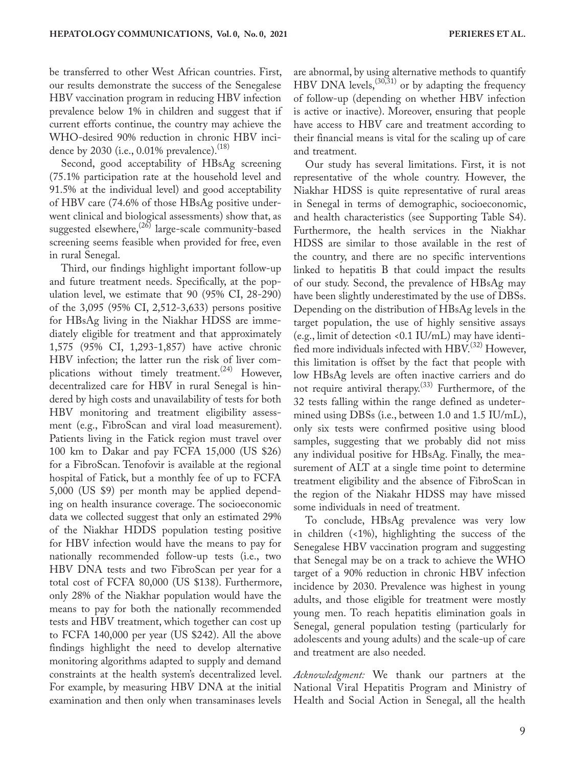be transferred to other West African countries. First, our results demonstrate the success of the Senegalese HBV vaccination program in reducing HBV infection prevalence below 1% in children and suggest that if current efforts continue, the country may achieve the WHO-desired 90% reduction in chronic HBV incidence by 2030 (i.e., 0.01% prevalence).[18]

Second, good acceptability of HBsAg screening (75.1% participation rate at the household level and 91.5% at the individual level) and good acceptability of HBV care (74.6% of those HBsAg positive underwent clinical and biological assessments) show that, as suggested elsewhere,[26] large-scale community-based screening seems feasible when provided for free, even in rural Senegal.

Third, our findings highlight important follow-up and future treatment needs. Specifically, at the population level, we estimate that 90 (95% CI, 28-290) of the 3,095 (95% CI, 2,512-3,633) persons positive for HBsAg living in the Niakhar HDSS are immediately eligible for treatment and that approximately 1,575 (95% CI, 1,293-1,857) have active chronic HBV infection; the latter run the risk of liver complications without timely treatment.[24] However, decentralized care for HBV in rural Senegal is hindered by high costs and unavailability of tests for both HBV monitoring and treatment eligibility assessment (e.g., FibroScan and viral load measurement). Patients living in the Fatick region must travel over 100 km to Dakar and pay FCFA 15,000 (US $26) for a FibroScan. Tenofovir is available at the regional hospital of Fatick, but a monthly fee of up to FCFA 5,000 (US $9) per month may be applied depending on health insurance coverage. The socioeconomic data we collected suggest that only an estimated 29% of the Niakhar HDDS population testing positive for HBV infection would have the means to pay for nationally recommended follow-up tests (i.e., two HBV DNA tests and two FibroScan per year for a total cost of FCFA 80,000 (US $138). Furthermore, only 28% of the Niakhar population would have the means to pay for both the nationally recommended tests and HBV treatment, which together can cost up to FCFA 140,000 per year (US $242). All the above findings highlight the need to develop alternative monitoring algorithms adapted to supply and demand constraints at the health system's decentralized level. For example, by measuring HBV DNA at the initial examination and then only when transaminases levels are abnormal, by using alternative methods to quantify HBV DNA levels,[30,31] or by adapting the frequency of follow-up (depending on whether HBV infection is active or inactive). Moreover, ensuring that people have access to HBV care and treatment according to their financial means is vital for the scaling up of care and treatment.

Our study has several limitations. First, it is not representative of the whole country. However, the Niakhar HDSS is quite representative of rural areas in Senegal in terms of demographic, socioeconomic, and health characteristics (see Supporting Table S4). Furthermore, the health services in the Niakhar HDSS are similar to those available in the rest of the country, and there are no specific interventions linked to hepatitis B that could impact the results of our study. Second, the prevalence of HBsAg may have been slightly underestimated by the use of DBSs. Depending on the distribution of HBsAg levels in the target population, the use of highly sensitive assays (e.g., limit of detection <0.1 IU/mL) may have identified more individuals infected with HBV.[32] However, this limitation is offset by the fact that people with low HBsAg levels are often inactive carriers and do not require antiviral therapy.[33] Furthermore, of the 32 tests falling within the range defined as undetermined using DBSs (i.e., between 1.0 and 1.5 IU/mL), only six tests were confirmed positive using blood samples, suggesting that we probably did not miss any individual positive for HBsAg. Finally, the measurement of ALT at a single time point to determine treatment eligibility and the absence of FibroScan in the region of the Niakahr HDSS may have missed some individuals in need of treatment.

To conclude, HBsAg prevalence was very low in children (<1%), highlighting the success of the Senegalese HBV vaccination program and suggesting that Senegal may be on a track to achieve the WHO target of a 90% reduction in chronic HBV infection incidence by 2030. Prevalence was highest in young adults, and those eligible for treatment were mostly young men. To reach hepatitis elimination goals in Senegal, general population testing (particularly for adolescents and young adults) and the scale-up of care and treatment are also needed.

*Acknowledgment:* We thank our partners at the National Viral Hepatitis Program and Ministry of Health and Social Action in Senegal, all the health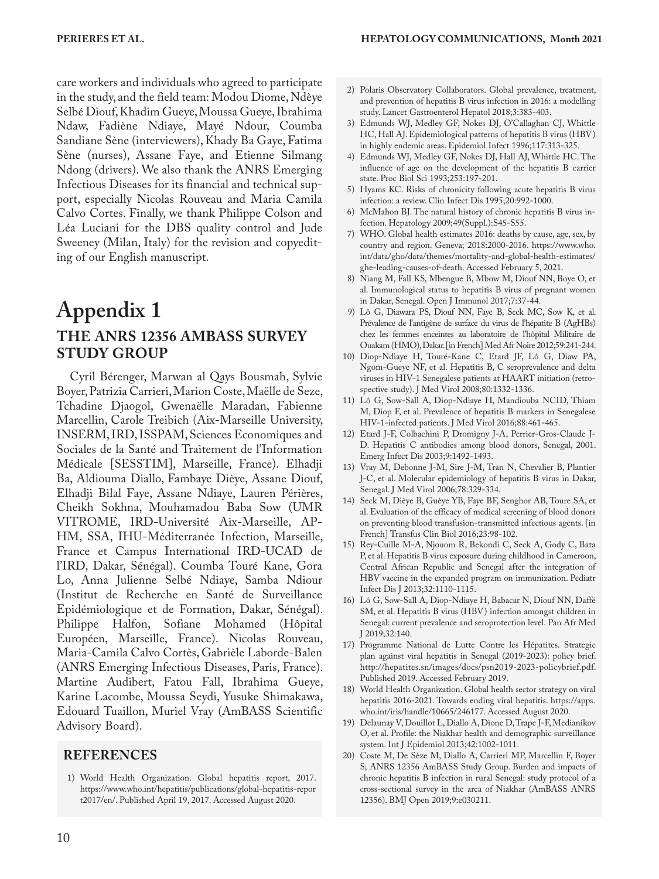care workers and individuals who agreed to participate in the study, and the field team: Modou Diome, Ndèye Selbé Diouf, Khadim Gueye, Moussa Gueye, Ibrahima Ndaw, Fadiène Ndiaye, Mayé Ndour, Coumba Sandiane Sène (interviewers), Khady Ba Gaye, Fatima Sène (nurses), Assane Faye, and Etienne Silmang Ndong (drivers). We also thank the ANRS Emerging Infectious Diseases for its financial and technical support, especially Nicolas Rouveau and Maria Camila Calvo Cortes. Finally, we thank Philippe Colson and Léa Luciani for the DBS quality control and Jude Sweeney (Milan, Italy) for the revision and copyediting of our English manuscript.

# Appendix 1

## THE ANRS 12356 AMBASS SURVEY STUDY GROUP

Cyril Bérenger, Marwan al Qays Bousmah, Sylvie Boyer, Patrizia Carrieri, Marion Coste, Maëlle de Seze, Tchadine Djaogol, Gwenaëlle Maradan, Fabienne Marcellin, Carole Treibich (Aix-Marseille University, INSERM, IRD, ISSPAM, Sciences Economiques and Sociales de la Santé and Traitement de l'Information Médicale [SESSTIM], Marseille, France). Elhadji Ba, Aldiouma Diallo, Fambaye Dièye, Assane Diouf, Elhadji Bilal Faye, Assane Ndiaye, Lauren Périères, Cheikh Sokhna, Mouhamadou Baba Sow (UMR VITROME, IRD-Université Aix-Marseille, AP-HM, SSA, IHU-Méditerranée Infection, Marseille, France et Campus International IRD-UCAD de l'IRD, Dakar, Sénégal). Coumba Touré Kane, Gora Lo, Anna Julienne Selbé Ndiaye, Samba Ndiour (Institut de Recherche en Santé de Surveillance Epidémiologique et de Formation, Dakar, Sénégal). Philippe Halfon, Sofiane Mohamed (Hôpital Européen, Marseille, France). Nicolas Rouveau, Maria-Camila Calvo Cortès, Gabrièle Laborde-Balen (ANRS Emerging Infectious Diseases, Paris, France). Martine Audibert, Fatou Fall, Ibrahima Gueye, Karine Lacombe, Moussa Seydi, Yusuke Shimakawa, Edouard Tuaillon, Muriel Vray (AmBASS Scientific Advisory Board).

## REFERENCES

1) World Health Organization. Global hepatitis report, 2017. https://www.who.int/hepatitis/publications/global-hepatitis-report2017/en/. Published April 19, 2017. Accessed August 2020.
2) Polaris Observatory Collaborators. Global prevalence, treatment, and prevention of hepatitis B virus infection in 2016: a modelling study. Lancet Gastroenterol Hepatol 2018;3:383-403.
3) Edmunds WJ, Medley GF, Nokes DJ, O'Callaghan CJ, Whittle HC, Hall AJ. Epidemiological patterns of hepatitis B virus (HBV) in highly endemic areas. Epidemiol Infect 1996;117:313-325.
4) Edmunds WJ, Medley GF, Nokes DJ, Hall AJ, Whittle HC. The influence of age on the development of the hepatitis B carrier state. Proc Biol Sci 1993;253:197-201.
5) Hyams KC. Risks of chronicity following acute hepatitis B virus infection: a review. Clin Infect Dis 1995;20:992-1000.
6) McMahon BJ. The natural history of chronic hepatitis B virus infection. Hepatology 2009;49(Suppl.):S45-S55.
7) WHO. Global health estimates 2016: deaths by cause, age, sex, by country and region. Geneva; 2018:2000-2016. https://www.who.int/data/gho/data/themes/mortality-and-global-health-estimates/ghe-leading-causes-of-death. Accessed February 5, 2021.
8) Niang M, Fall KS, Mbengue B, Mbow M, Diouf NN, Boye O, et al. Immunological status to hepatitis B virus of pregnant women in Dakar, Senegal. Open J Immunol 2017;7:37-44.
9) Lô G, Diawara PS, Diouf NN, Faye B, Seck MC, Sow K, et al. Prévalence de l'antigène de surface du virus de l'hépatite B (AgHBs) chez les femmes enceintes au laboratoire de l'hôpital Militaire de Ouakam (HMO), Dakar. [in French] Med Afr Noire 2012;59:241-244.
10) Diop-Ndiaye H, Touré-Kane C, Etard JF, Lô G, Diaw PA, Ngom-Gueye NF, et al. Hepatitis B, C seroprevalence and delta viruses in HIV-1 Senegalese patients at HAART initiation (retrospective study). J Med Virol 2008;80:1332-1336.
11) Lô G, Sow-Sall A, Diop-Ndiaye H, Mandiouba NCID, Thiam M, Diop F, et al. Prevalence of hepatitis B markers in Senegalese HIV-1-infected patients. J Med Virol 2016;88:461-465.
12) Etard J-F, Colbachini P, Dromigny J-A, Perrier-Gros-Claude J-D. Hepatitis C antibodies among blood donors, Senegal, 2001. Emerg Infect Dis 2003;9:1492-1493.
13) Vray M, Debonne J-M, Sire J-M, Tran N, Chevalier B, Plantier J-C, et al. Molecular epidemiology of hepatitis B virus in Dakar, Senegal. J Med Virol 2006;78:329-334.
14) Seck M, Dièye B, Guèye YB, Faye BF, Senghor AB, Toure SA, et al. Evaluation of the efficacy of medical screening of blood donors on preventing blood transfusion-transmitted infectious agents. [in French] Transfus Clin Biol 2016;23:98-102.
15) Rey-Cuille M-A, Njouom R, Bekondi C, Seck A, Gody C, Bata P, et al. Hepatitis B virus exposure during childhood in Cameroon, Central African Republic and Senegal after the integration of HBV vaccine in the expanded program on immunization. Pediatr Infect Dis J 2013;32:1110-1115.
16) Lô G, Sow-Sall A, Diop-Ndiaye H, Babacar N, Diouf NN, Daffé SM, et al. Hepatitis B virus (HBV) infection amongst children in Senegal: current prevalence and seroprotection level. Pan Afr Med J 2019;32:140.
17) Programme National de Lutte Contre les Hépatites. Strategic plan against viral hepatitis in Senegal (2019-2023): policy brief. http://hepatites.sn/images/docs/psn2019-2023-policybrief.pdf. Published 2019. Accessed February 2019.
18) World Health Organization. Global health sector strategy on viral hepatitis 2016-2021. Towards ending viral hepatitis. https://apps.who.int/iris/handle/10665/246177. Accessed August 2020.
19) Delaunay V, Douillot L, Diallo A, Dione D, Trape J-F, Medianikov O, et al. Profile: the Niakhar health and demographic surveillance system. Int J Epidemiol 2013;42:1002-1011.
20) Coste M, De Sèze M, Diallo A, Carrieri MP, Marcellin F, Boyer S; ANRS 12356 AmBASS Study Group. Burden and impacts of chronic hepatitis B infection in rural Senegal: study protocol of a cross-sectional survey in the area of Niakhar (AmBASS ANRS 12356). BMJ Open 2019;9:e030211.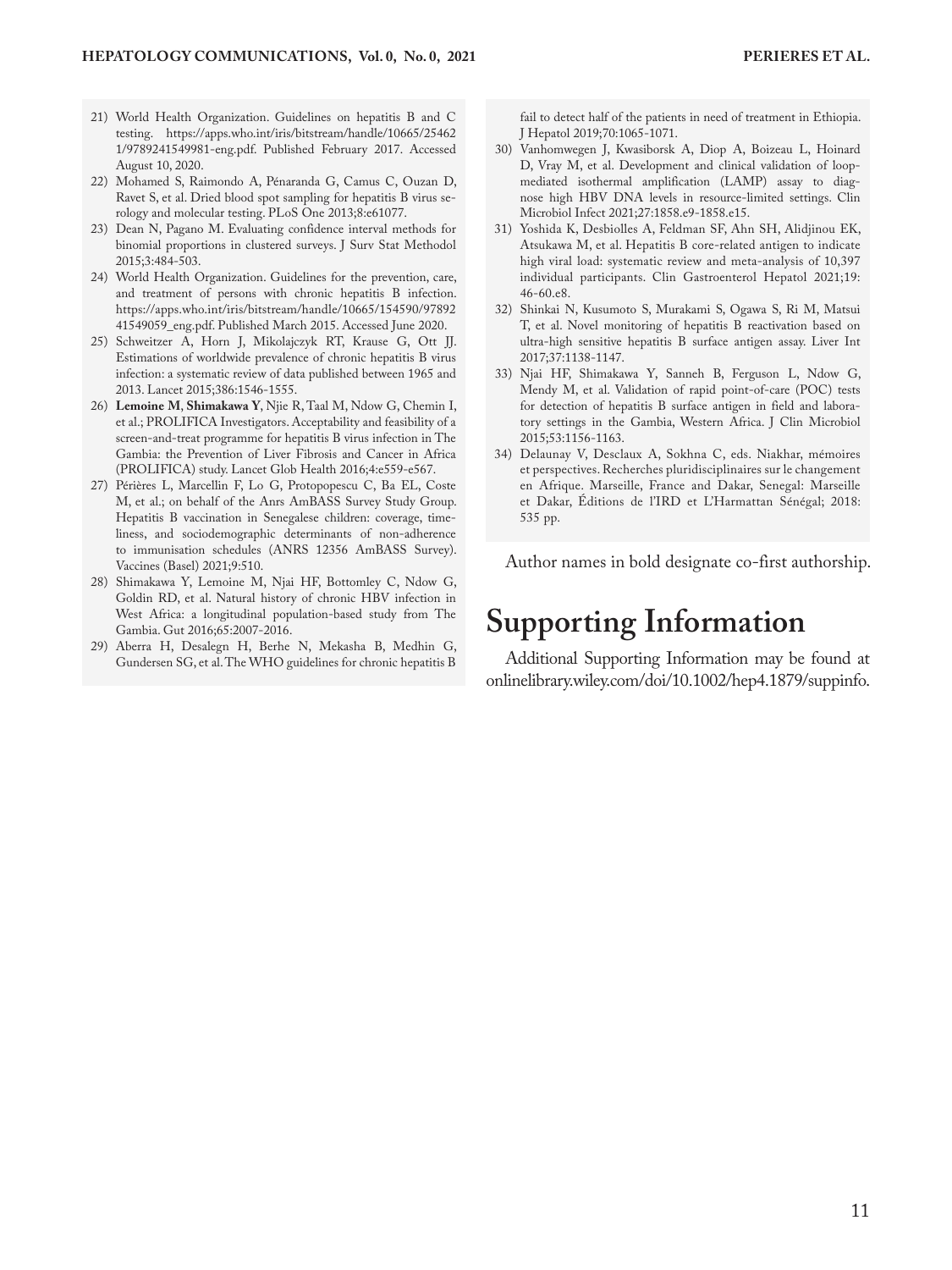21) World Health Organization. Guidelines on hepatitis B and C testing. https://apps.who.int/iris/bitstream/handle/10665/254621/9789241549981-eng.pdf. Published February 2017. Accessed August 10, 2020.
22) Mohamed S, Raimondo A, Pénaranda G, Camus C, Ouzan D, Ravet S, et al. Dried blood spot sampling for hepatitis B virus serology and molecular testing. PLoS One 2013;8:e61077.
23) Dean N, Pagano M. Evaluating confidence interval methods for binomial proportions in clustered surveys. J Surv Stat Methodol 2015;3:484-503.
24) World Health Organization. Guidelines for the prevention, care, and treatment of persons with chronic hepatitis B infection. https://apps.who.int/iris/bitstream/handle/10665/154590/9789241549059_eng.pdf. Published March 2015. Accessed June 2020.
25) Schweitzer A, Horn J, Mikolajczyk RT, Krause G, Ott JJ. Estimations of worldwide prevalence of chronic hepatitis B virus infection: a systematic review of data published between 1965 and 2013. Lancet 2015;386:1546-1555.
26) **Lemoine M**, **Shimakawa Y**, Njie R, Taal M, Ndow G, Chemin I, et al.; PROLIFICA Investigators. Acceptability and feasibility of a screen-and-treat programme for hepatitis B virus infection in The Gambia: the Prevention of Liver Fibrosis and Cancer in Africa (PROLIFICA) study. Lancet Glob Health 2016;4:e559-e567.
27) Périères L, Marcellin F, Lo G, Protopopescu C, Ba EL, Coste M, et al.; on behalf of the Anrs AmBASS Survey Study Group. Hepatitis B vaccination in Senegalese children: coverage, timeliness, and sociodemographic determinants of non-adherence to immunisation schedules (ANRS 12356 AmBASS Survey). Vaccines (Basel) 2021;9:510.
28) Shimakawa Y, Lemoine M, Njai HF, Bottomley C, Ndow G, Goldin RD, et al. Natural history of chronic HBV infection in West Africa: a longitudinal population-based study from The Gambia. Gut 2016;65:2007-2016.
29) Aberra H, Desalegn H, Berhe N, Mekasha B, Medhin G, Gundersen SG, et al. The WHO guidelines for chronic hepatitis B fail to detect half of the patients in need of treatment in Ethiopia. J Hepatol 2019;70:1065-1071.
30) Vanhomwegen J, Kwasiborsk A, Diop A, Boizeau L, Hoinard D, Vray M, et al. Development and clinical validation of loop-mediated isothermal amplification (LAMP) assay to diagnose high HBV DNA levels in resource-limited settings. Clin Microbiol Infect 2021;27:1858.e9-1858.e15.
31) Yoshida K, Desbiolles A, Feldman SF, Ahn SH, Alidjinou EK, Atsukawa M, et al. Hepatitis B core-related antigen to indicate high viral load: systematic review and meta-analysis of 10,397 individual participants. Clin Gastroenterol Hepatol 2021;19:46-60.e8.
32) Shinkai N, Kusumoto S, Murakami S, Ogawa S, Ri M, Matsui T, et al. Novel monitoring of hepatitis B reactivation based on ultra-high sensitive hepatitis B surface antigen assay. Liver Int 2017;37:1138-1147.
33) Njai HF, Shimakawa Y, Sanneh B, Ferguson L, Ndow G, Mendy M, et al. Validation of rapid point-of-care (POC) tests for detection of hepatitis B surface antigen in field and laboratory settings in the Gambia, Western Africa. J Clin Microbiol 2015;53:1156-1163.
34) Delaunay V, Desclaux A, Sokhna C, eds. Niakhar, mémoires et perspectives. Recherches pluridisciplinaires sur le changement en Afrique. Marseille, France and Dakar, Senegal: Marseille et Dakar, Éditions de l'IRD et L'Harmattan Sénégal; 2018: 535 pp.

Author names in bold designate co-first authorship.

# Supporting Information

Additional Supporting Information may be found at onlinelibrary.wiley.com/doi/10.1002/hep4.1879/suppinfo.